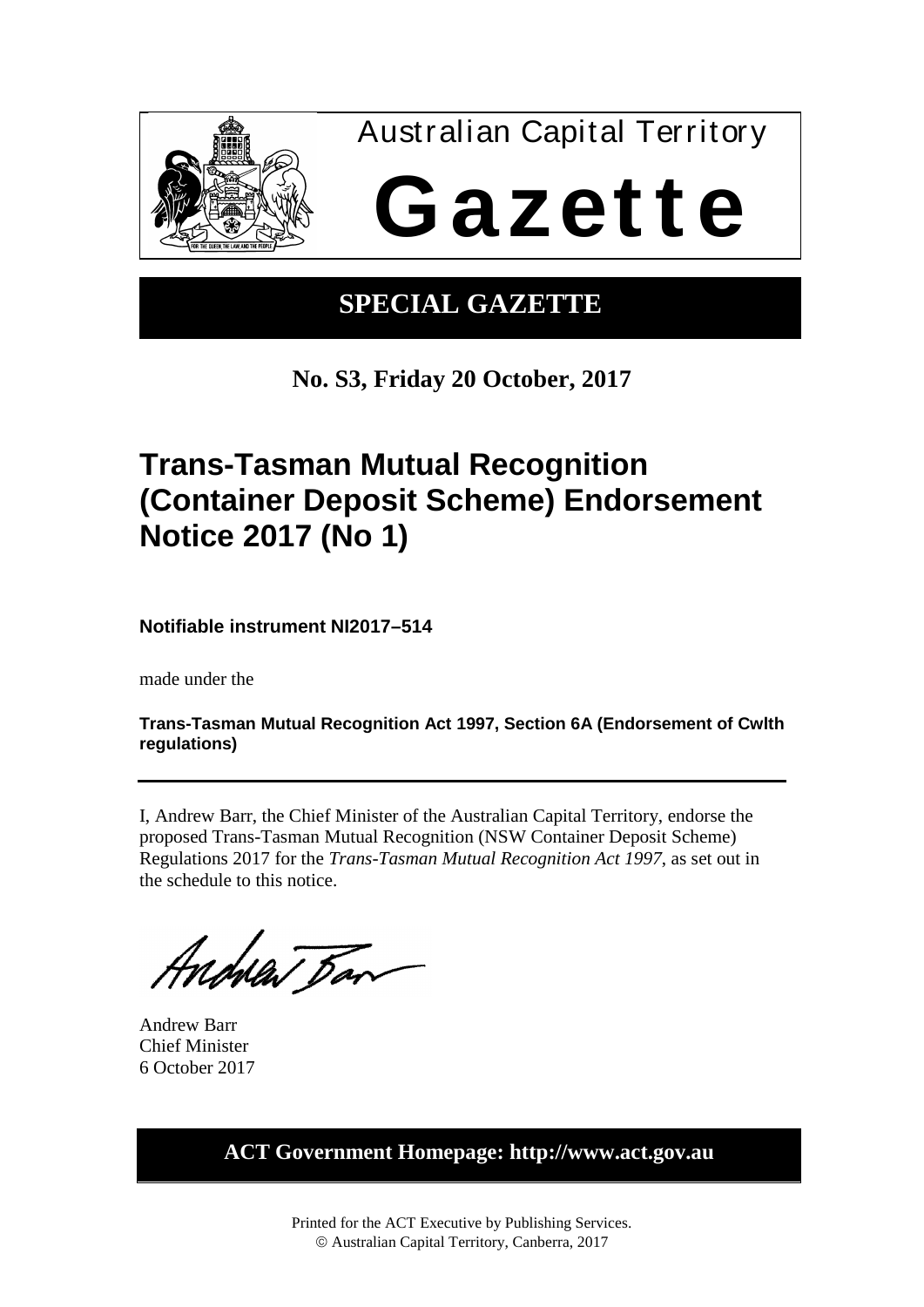Australian Capital Territory

# Gazette

## SPECIAL GAZETTE

**No. S3, Friday 20 October, 2017**

# Trans-Tasman Mutual Recognition (Container Deposit Scheme) Endorsement Notice 2017 (No 1)

**Notifiable instrument NI2017–514**

made under the

**Trans-Tasman Mutual Recognition Act 1997, Section 6A (Endorsement of Cwlth regulations)**

---

I, Andrew Barr, the Chief Minister of the Australian Capital Territory, endorse the proposed Trans-Tasman Mutual Recognition (NSW Container Deposit Scheme) Regulations 2017 for the *Trans-Tasman Mutual Recognition Act 1997*, as set out in the schedule to this notice.

Andrew Barr
Chief Minister
6 October 2017

**ACT Government Homepage: http://www.act.gov.au**

Printed for the ACT Executive by Publishing Services.
© Australian Capital Territory, Canberra, 2017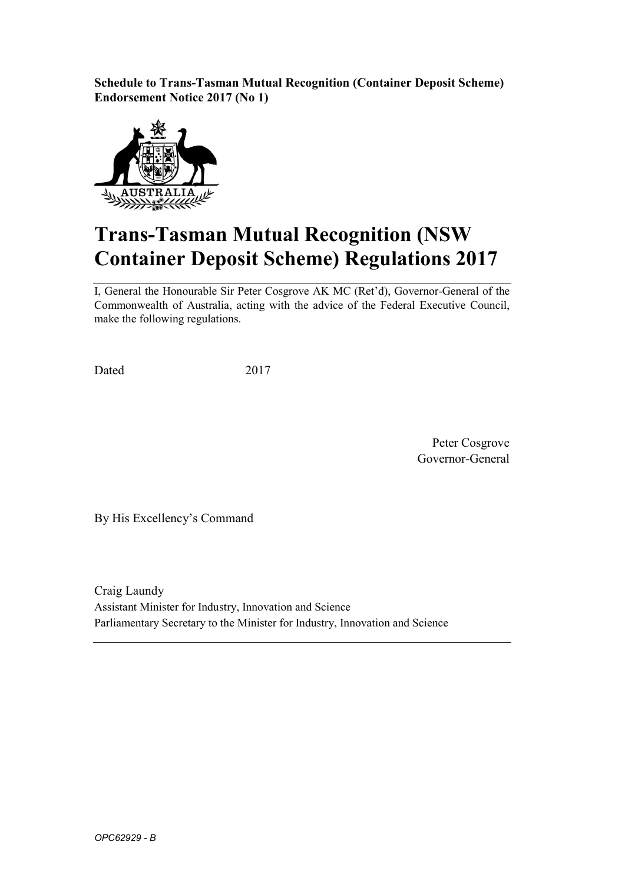**Schedule to Trans-Tasman Mutual Recognition (Container Deposit Scheme) Endorsement Notice 2017 (No 1)**

# Trans-Tasman Mutual Recognition (NSW Container Deposit Scheme) Regulations 2017

I, General the Honourable Sir Peter Cosgrove AK MC (Ret'd), Governor-General of the Commonwealth of Australia, acting with the advice of the Federal Executive Council, make the following regulations.

Dated 2017

Peter Cosgrove
Governor-General

By His Excellency's Command

Craig Laundy
Assistant Minister for Industry, Innovation and Science
Parliamentary Secretary to the Minister for Industry, Innovation and Science

*OPC62929 - B*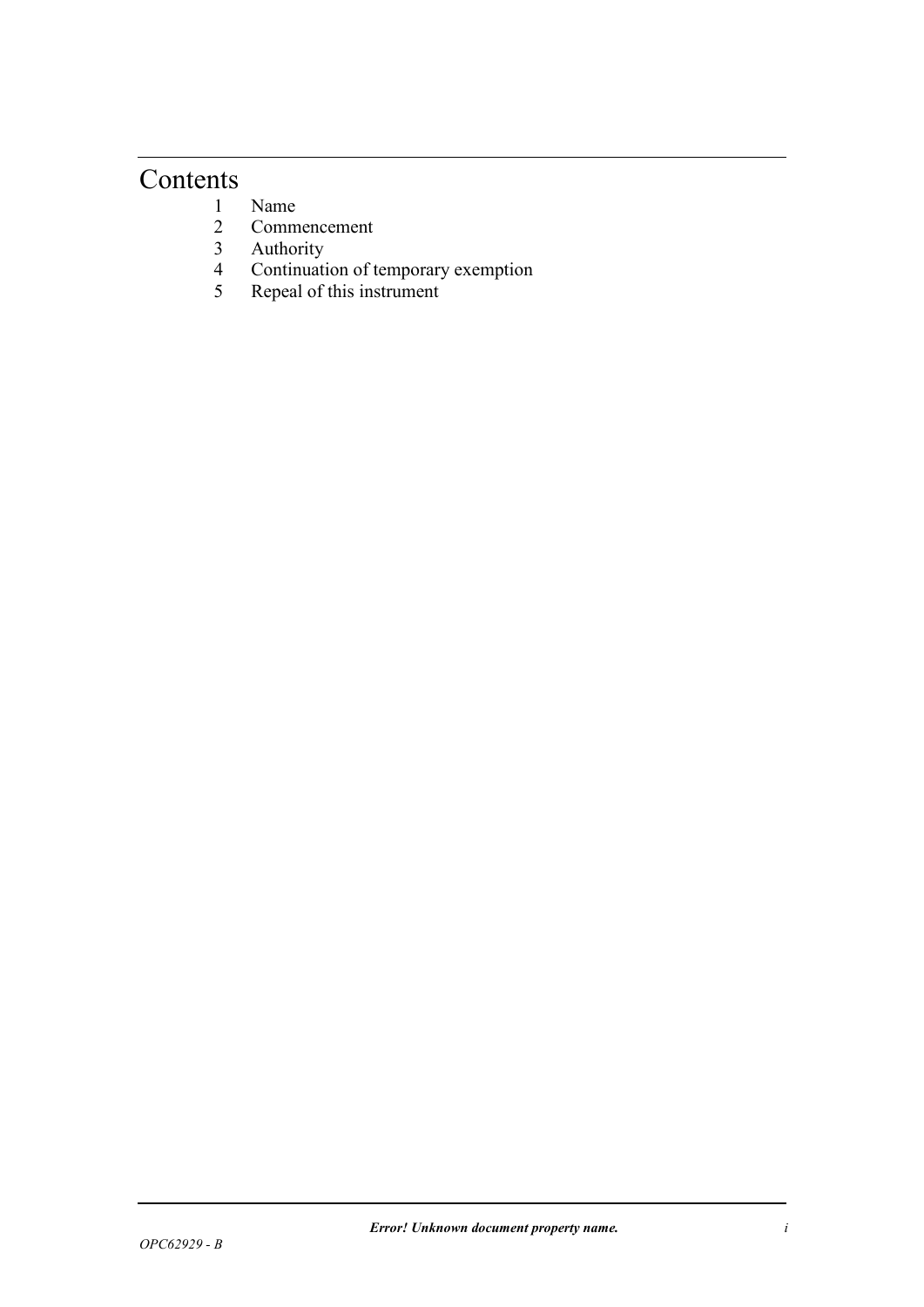# Contents

1 Name

2 Commencement

3 Authority

4 Continuation of temporary exemption

5 Repeal of this instrument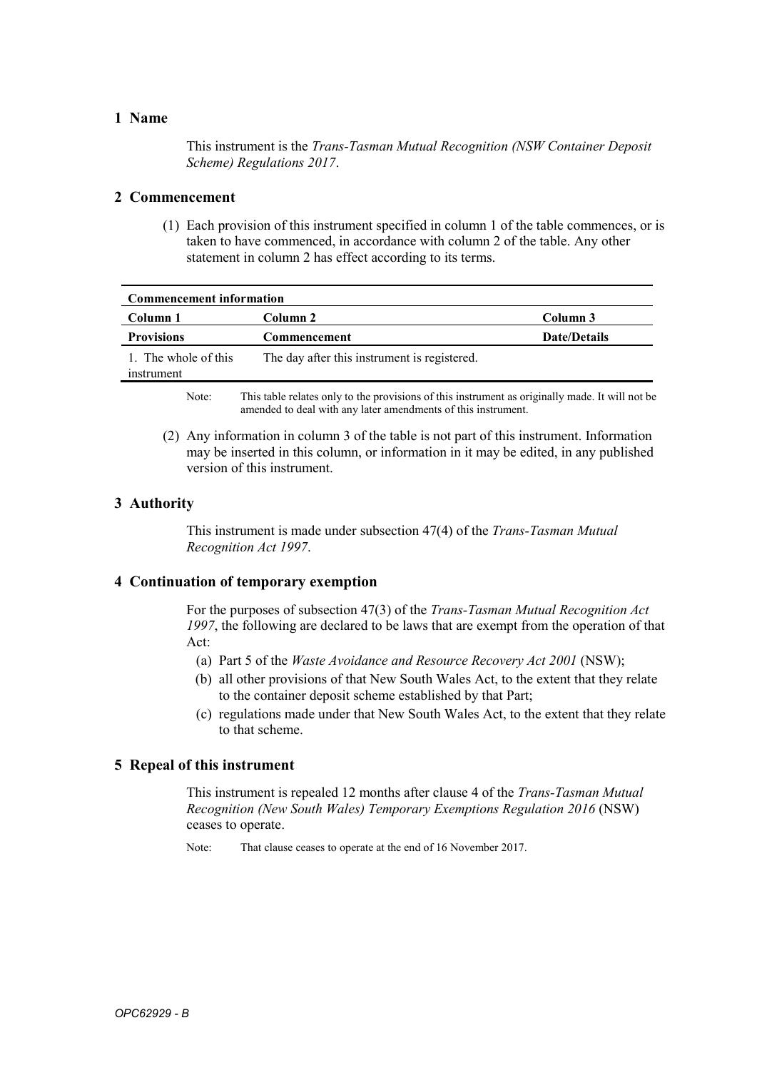## 1 Name

This instrument is the *Trans-Tasman Mutual Recognition (NSW Container Deposit Scheme) Regulations 2017*.

## 2 Commencement

(1) Each provision of this instrument specified in column 1 of the table commences, or is taken to have commenced, in accordance with column 2 of the table. Any other statement in column 2 has effect according to its terms.

| Commencement information | | |
|---|---|---|
| **Column 1** | **Column 2** | **Column 3** |
| **Provisions** | **Commencement** | **Date/Details** |
| 1. The whole of this instrument | The day after this instrument is registered. | |

Note: This table relates only to the provisions of this instrument as originally made. It will not be amended to deal with any later amendments of this instrument.

(2) Any information in column 3 of the table is not part of this instrument. Information may be inserted in this column, or information in it may be edited, in any published version of this instrument.

## 3 Authority

This instrument is made under subsection 47(4) of the *Trans-Tasman Mutual Recognition Act 1997*.

## 4 Continuation of temporary exemption

For the purposes of subsection 47(3) of the *Trans-Tasman Mutual Recognition Act 1997*, the following are declared to be laws that are exempt from the operation of that Act:

(a) Part 5 of the *Waste Avoidance and Resource Recovery Act 2001* (NSW);

(b) all other provisions of that New South Wales Act, to the extent that they relate to the container deposit scheme established by that Part;

(c) regulations made under that New South Wales Act, to the extent that they relate to that scheme.

## 5 Repeal of this instrument

This instrument is repealed 12 months after clause 4 of the *Trans-Tasman Mutual Recognition (New South Wales) Temporary Exemptions Regulation 2016* (NSW) ceases to operate.

Note: That clause ceases to operate at the end of 16 November 2017.

OPC62929 - B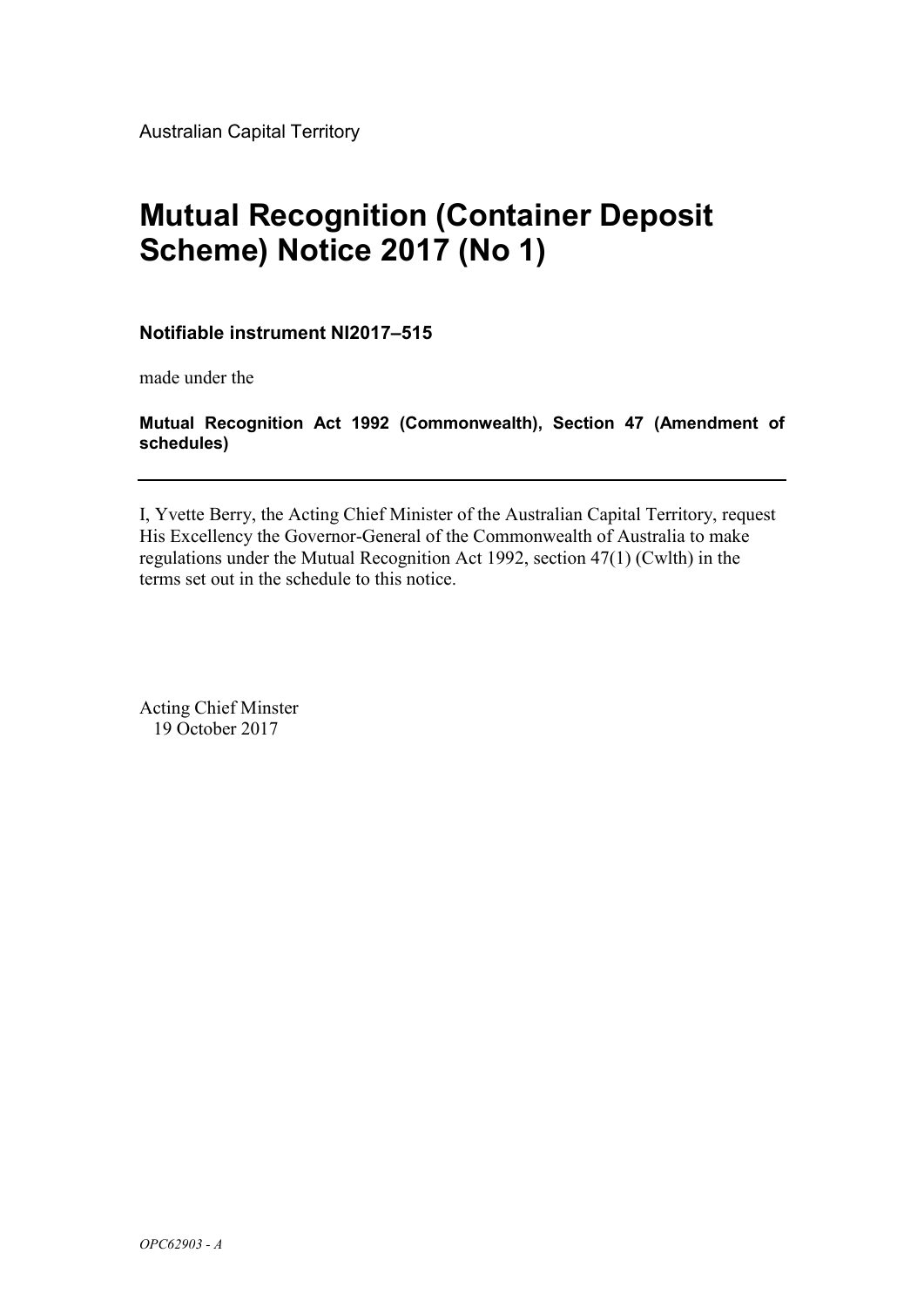Australian Capital Territory

# Mutual Recognition (Container Deposit Scheme) Notice 2017 (No 1)

**Notifiable instrument NI2017–515**

made under the

**Mutual Recognition Act 1992 (Commonwealth), Section 47 (Amendment of schedules)**

---

I, Yvette Berry, the Acting Chief Minister of the Australian Capital Territory, request His Excellency the Governor-General of the Commonwealth of Australia to make regulations under the Mutual Recognition Act 1992, section 47(1) (Cwlth) in the terms set out in the schedule to this notice.

Acting Chief Minster
19 October 2017

*OPC62903 - A*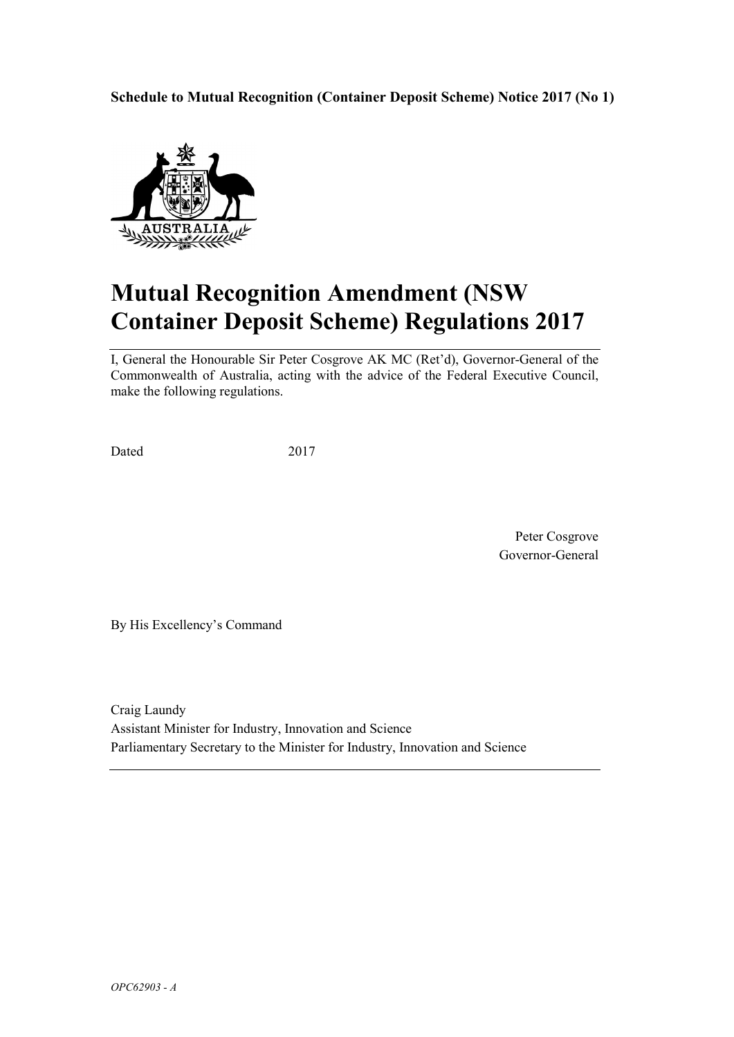**Schedule to Mutual Recognition (Container Deposit Scheme) Notice 2017 (No 1)**

# Mutual Recognition Amendment (NSW Container Deposit Scheme) Regulations 2017

I, General the Honourable Sir Peter Cosgrove AK MC (Ret'd), Governor-General of the Commonwealth of Australia, acting with the advice of the Federal Executive Council, make the following regulations.

Dated 2017

Peter Cosgrove
Governor-General

By His Excellency's Command

Craig Laundy
Assistant Minister for Industry, Innovation and Science
Parliamentary Secretary to the Minister for Industry, Innovation and Science

*OPC62903 - A*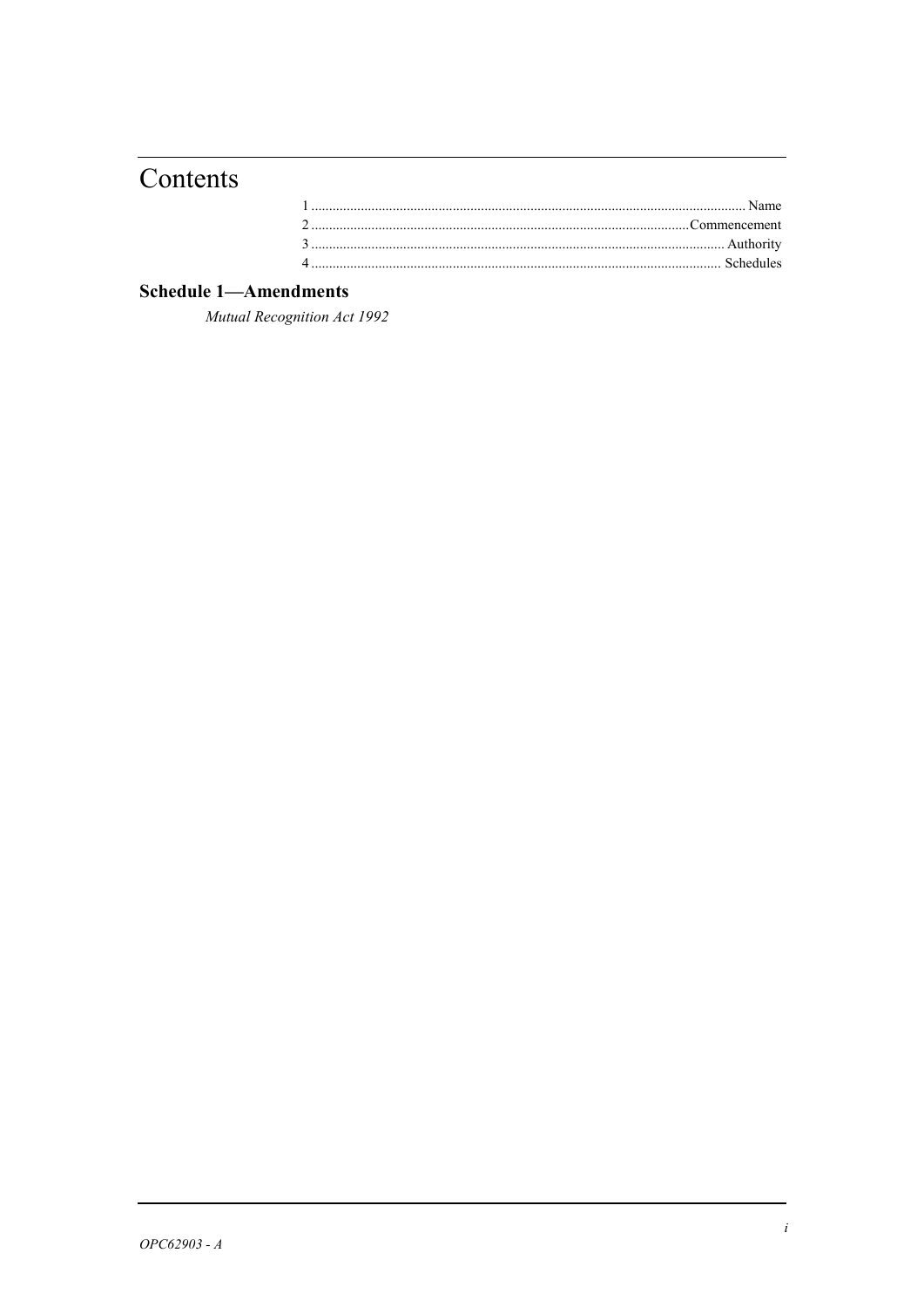# Contents

1 ........................................................................................................................ Name
2 ........................................................................................................ Commencement
3 ................................................................................................................... Authority
4 .................................................................................................................. Schedules

**Schedule 1—Amendments**

*Mutual Recognition Act 1992*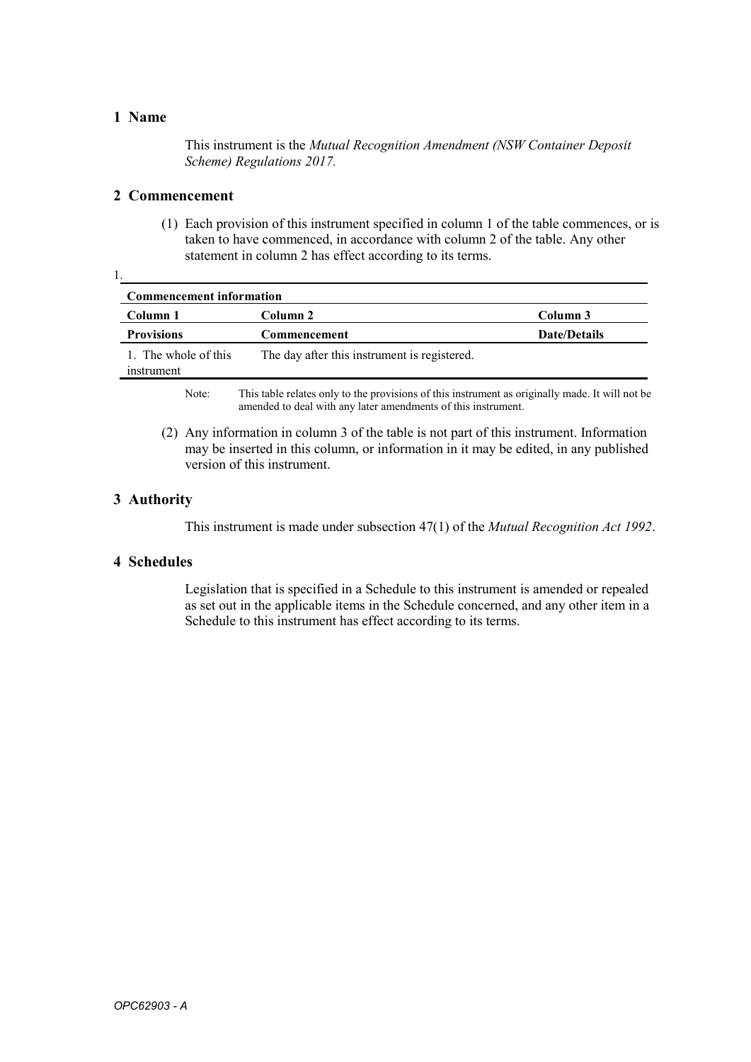## 1 Name

This instrument is the *Mutual Recognition Amendment (NSW Container Deposit Scheme) Regulations 2017.*

## 2 Commencement

(1) Each provision of this instrument specified in column 1 of the table commences, or is taken to have commenced, in accordance with column 2 of the table. Any other statement in column 2 has effect according to its terms.

1.

| **Commencement information** | | |
|---|---|---|
| **Column 1** | **Column 2** | **Column 3** |
| **Provisions** | **Commencement** | **Date/Details** |
| 1. The whole of this instrument | The day after this instrument is registered. | |

Note: This table relates only to the provisions of this instrument as originally made. It will not be amended to deal with any later amendments of this instrument.

(2) Any information in column 3 of the table is not part of this instrument. Information may be inserted in this column, or information in it may be edited, in any published version of this instrument.

## 3 Authority

This instrument is made under subsection 47(1) of the *Mutual Recognition Act 1992*.

## 4 Schedules

Legislation that is specified in a Schedule to this instrument is amended or repealed as set out in the applicable items in the Schedule concerned, and any other item in a Schedule to this instrument has effect according to its terms.

*OPC62903 - A*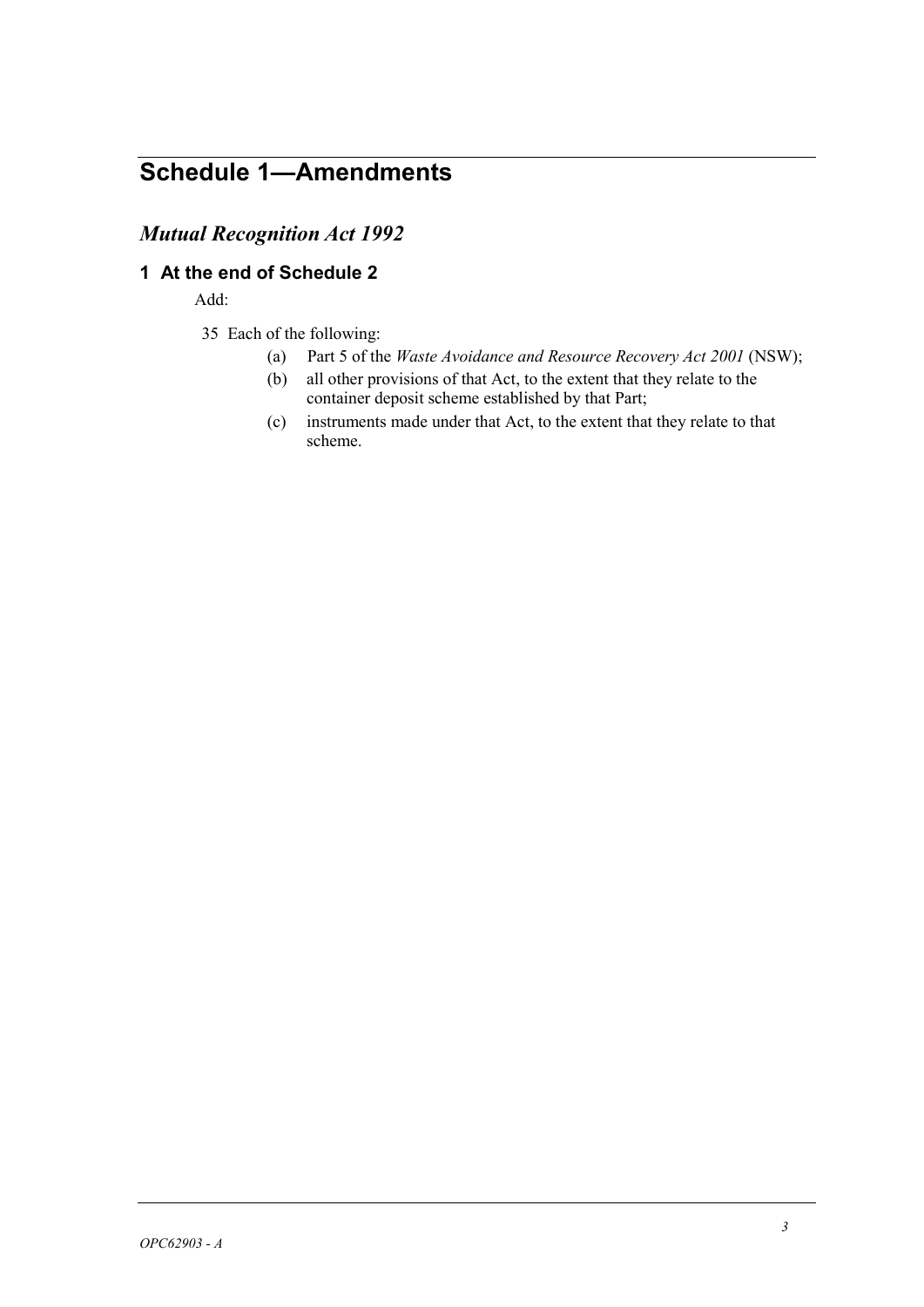# Schedule 1—Amendments

## *Mutual Recognition Act 1992*

### 1 At the end of Schedule 2

Add:

35 Each of the following:

(a) Part 5 of the *Waste Avoidance and Resource Recovery Act 2001* (NSW);

(b) all other provisions of that Act, to the extent that they relate to the container deposit scheme established by that Part;

(c) instruments made under that Act, to the extent that they relate to that scheme.